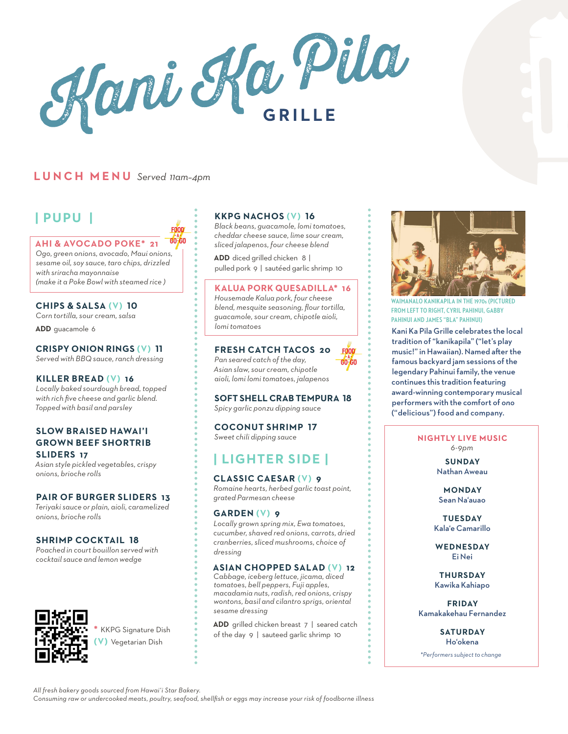# Kani Ka Pila GRILLE

## LUNCH MENU *Served 11am-4pm*

## | PUPU |

### AHI & AVOCADO POKE* 21

FOOD A GO-GO

*Ogo, green onions, avocado, Maui onions, sesame oil, soy sauce, taro chips, drizzled with sriracha mayonnaise (make it a Poke Bowl with steamed rice )*

### CHIPS & SALSA (V) 10

*Corn tortilla, sour cream, salsa*

**ADD** guacamole 6

### CRISPY ONION RINGS (V) 11

*Served with BBQ sauce, ranch dressing*

### KILLER BREAD (V) 16

*Locally baked sourdough bread, topped with rich five cheese and garlic blend. Topped with basil and parsley*

### SLOW BRAISED HAWAI'I GROWN BEEF SHORTRIB SLIDERS 17

*Asian style pickled vegetables, crispy onions, brioche rolls*

### PAIR OF BURGER SLIDERS 13

*Teriyaki sauce or plain, aioli, caramelized onions, brioche rolls*

### SHRIMP COCKTAIL 18

*Poached in court bouillon served with cocktail sauce and lemon wedge*

\* KKPG Signature Dish
(V) Vegetarian Dish

### KKPG NACHOS (V) 16

*Black beans, guacamole, lomi tomatoes, cheddar cheese sauce, lime sour cream, sliced jalapenos, four cheese blend*

**ADD** diced grilled chicken 8 | pulled pork 9 | sautéed garlic shrimp 10

### KALUA PORK QUESADILLA* 16

*Housemade Kalua pork, four cheese blend, mesquite seasoning, flour tortilla, guacamole, sour cream, chipotle aioli, lomi tomatoes*

### FRESH CATCH TACOS 20

FOOD A GO-GO

*Pan seared catch of the day, Asian slaw, sour cream, chipotle aioli, lomi lomi tomatoes, jalapenos*

### SOFT SHELL CRAB TEMPURA 18

*Spicy garlic ponzu dipping sauce*

### COCONUT SHRIMP 17

*Sweet chili dipping sauce*

## | LIGHTER SIDE |

### CLASSIC CAESAR (V) 9

*Romaine hearts, herbed garlic toast point, grated Parmesan cheese*

### GARDEN (V) 9

*Locally grown spring mix, Ewa tomatoes, cucumber, shaved red onions, carrots, dried cranberries, sliced mushrooms, choice of dressing*

### ASIAN CHOPPED SALAD (V) 12

*Cabbage, iceberg lettuce, jicama, diced tomatoes, bell peppers, Fuji apples, macadamia nuts, radish, red onions, crispy wontons, basil and cilantro sprigs, oriental sesame dressing*

**ADD** grilled chicken breast 7 | seared catch of the day 9 | sauteed garlic shrimp 10

WAIMANALO KANIKAPILA IN THE 1970s (PICTURED FROM LEFT TO RIGHT, CYRIL PAHINUI, GABBY PAHINUI AND JAMES "BLA" PAHINUI)

Kani Ka Pila Grille celebrates the local tradition of "kanikapila" ("let's play music!" in Hawaiian). Named after the famous backyard jam sessions of the legendary Pahinui family, the venue continues this tradition featuring award-winning contemporary musical performers with the comfort of ono ("delicious") food and company.

### NIGHTLY LIVE MUSIC

*6-9pm*

**SUNDAY**
Nathan Aweau

**MONDAY**
Sean Na'auao

**TUESDAY**
Kala'e Camarillo

**WEDNESDAY**
Ei Nei

**THURSDAY**
Kawika Kahiapo

**FRIDAY**
Kamakakehau Fernandez

**SATURDAY**
Ho'okena

*\*Performers subject to change*

*All fresh bakery goods sourced from Hawai'i Star Bakery.*
*Consuming raw or undercooked meats, poultry, seafood, shellfish or eggs may increase your risk of foodborne illness*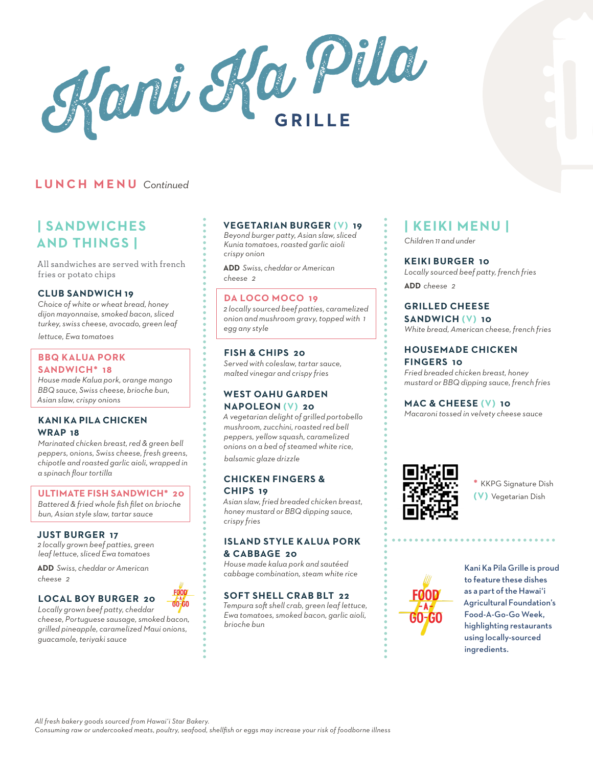# Kani Ka Pila GRILLE

## LUNCH MENU *Continued*

## | SANDWICHES AND THINGS |

All sandwiches are served with french fries or potato chips

### CLUB SANDWICH 19

*Choice of white or wheat bread, honey dijon mayonnaise, smoked bacon, sliced turkey, swiss cheese, avocado, green leaf lettuce, Ewa tomatoes*

### BBQ KALUA PORK SANDWICH* 18

*House made Kalua pork, orange mango BBQ sauce, Swiss cheese, brioche bun, Asian slaw, crispy onions*

### KANI KA PILA CHICKEN WRAP 18

*Marinated chicken breast, red & green bell peppers, onions, Swiss cheese, fresh greens, chipotle and roasted garlic aioli, wrapped in a spinach flour tortilla*

### ULTIMATE FISH SANDWICH* 20

*Battered & fried whole fish filet on brioche bun, Asian style slaw, tartar sauce*

### JUST BURGER 17

*2 locally grown beef patties, green leaf lettuce, sliced Ewa tomatoes*

**ADD** *Swiss, cheddar or American cheese 2*

### LOCAL BOY BURGER 20

FOOD-A-GO-GO

*Locally grown beef patty, cheddar cheese, Portuguese sausage, smoked bacon, grilled pineapple, caramelized Maui onions, guacamole, teriyaki sauce*

### VEGETARIAN BURGER (V) 19

*Beyond burger patty, Asian slaw, sliced Kunia tomatoes, roasted garlic aioli crispy onion*

**ADD** *Swiss, cheddar or American cheese 2*

### DA LOCO MOCO 19

*2 locally sourced beef patties, caramelized onion and mushroom gravy, topped with 1 egg any style*

### FISH & CHIPS 20

*Served with coleslaw, tartar sauce, malted vinegar and crispy fries*

### WEST OAHU GARDEN NAPOLEON (V) 20

*A vegetarian delight of grilled portobello mushroom, zucchini, roasted red bell peppers, yellow squash, caramelized onions on a bed of steamed white rice, balsamic glaze drizzle*

### CHICKEN FINGERS & CHIPS 19

*Asian slaw, fried breaded chicken breast, honey mustard or BBQ dipping sauce, crispy fries*

### ISLAND STYLE KALUA PORK & CABBAGE 20

*House made kalua pork and sautéed cabbage combination, steam white rice*

### SOFT SHELL CRAB BLT 22

*Tempura soft shell crab, green leaf lettuce, Ewa tomatoes, smoked bacon, garlic aioli, brioche bun*

## | KEIKI MENU |

*Children 11 and under*

### KEIKI BURGER 10

*Locally sourced beef patty, french fries*

**ADD** *cheese 2*

### GRILLED CHEESE SANDWICH (V) 10

*White bread, American cheese, french fries*

### HOUSEMADE CHICKEN FINGERS 10

*Fried breaded chicken breast, honey mustard or BBQ dipping sauce, french fries*

### MAC & CHEESE (V) 10

*Macaroni tossed in velvety cheese sauce*

\* KKPG Signature Dish
(V) Vegetarian Dish

FOOD-A-GO-GO

Kani Ka Pila Grille is proud to feature these dishes as a part of the Hawai'i Agricultural Foundation's Food-A-Go-Go Week, highlighting restaurants using locally-sourced ingredients.

*All fresh bakery goods sourced from Hawai'i Star Bakery.*
*Consuming raw or undercooked meats, poultry, seafood, shellfish or eggs may increase your risk of foodborne illness*